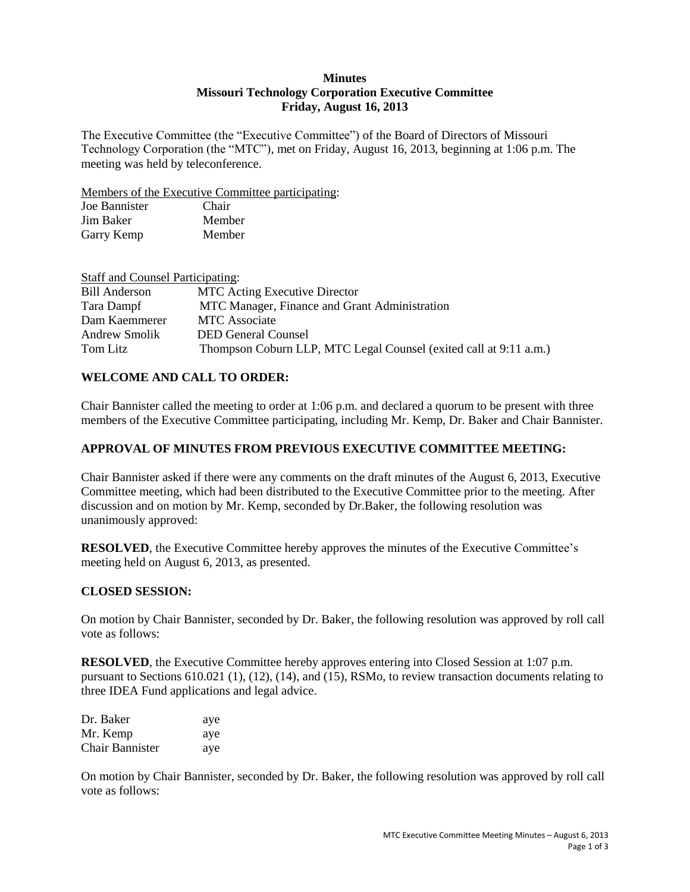**Minutes**
**Missouri Technology Corporation Executive Committee**
**Friday, August 16, 2013**

The Executive Committee (the "Executive Committee") of the Board of Directors of Missouri Technology Corporation (the "MTC"), met on Friday, August 16, 2013, beginning at 1:06 p.m. The meeting was held by teleconference.

Members of the Executive Committee participating:

| | |
|---|---|
| Joe Bannister | Chair |
| Jim Baker | Member |
| Garry Kemp | Member |

Staff and Counsel Participating:

| | |
|---|---|
| Bill Anderson | MTC Acting Executive Director |
| Tara Dampf | MTC Manager, Finance and Grant Administration |
| Dam Kaemmerer | MTC Associate |
| Andrew Smolik | DED General Counsel |
| Tom Litz | Thompson Coburn LLP, MTC Legal Counsel (exited call at 9:11 a.m.) |

## WELCOME AND CALL TO ORDER:

Chair Bannister called the meeting to order at 1:06 p.m. and declared a quorum to be present with three members of the Executive Committee participating, including Mr. Kemp, Dr. Baker and Chair Bannister.

## APPROVAL OF MINUTES FROM PREVIOUS EXECUTIVE COMMITTEE MEETING:

Chair Bannister asked if there were any comments on the draft minutes of the August 6, 2013, Executive Committee meeting, which had been distributed to the Executive Committee prior to the meeting. After discussion and on motion by Mr. Kemp, seconded by Dr.Baker, the following resolution was unanimously approved:

**RESOLVED**, the Executive Committee hereby approves the minutes of the Executive Committee's meeting held on August 6, 2013, as presented.

## CLOSED SESSION:

On motion by Chair Bannister, seconded by Dr. Baker, the following resolution was approved by roll call vote as follows:

**RESOLVED**, the Executive Committee hereby approves entering into Closed Session at 1:07 p.m. pursuant to Sections 610.021 (1), (12), (14), and (15), RSMo, to review transaction documents relating to three IDEA Fund applications and legal advice.

| | |
|---|---|
| Dr. Baker | aye |
| Mr. Kemp | aye |
| Chair Bannister | aye |

On motion by Chair Bannister, seconded by Dr. Baker, the following resolution was approved by roll call vote as follows: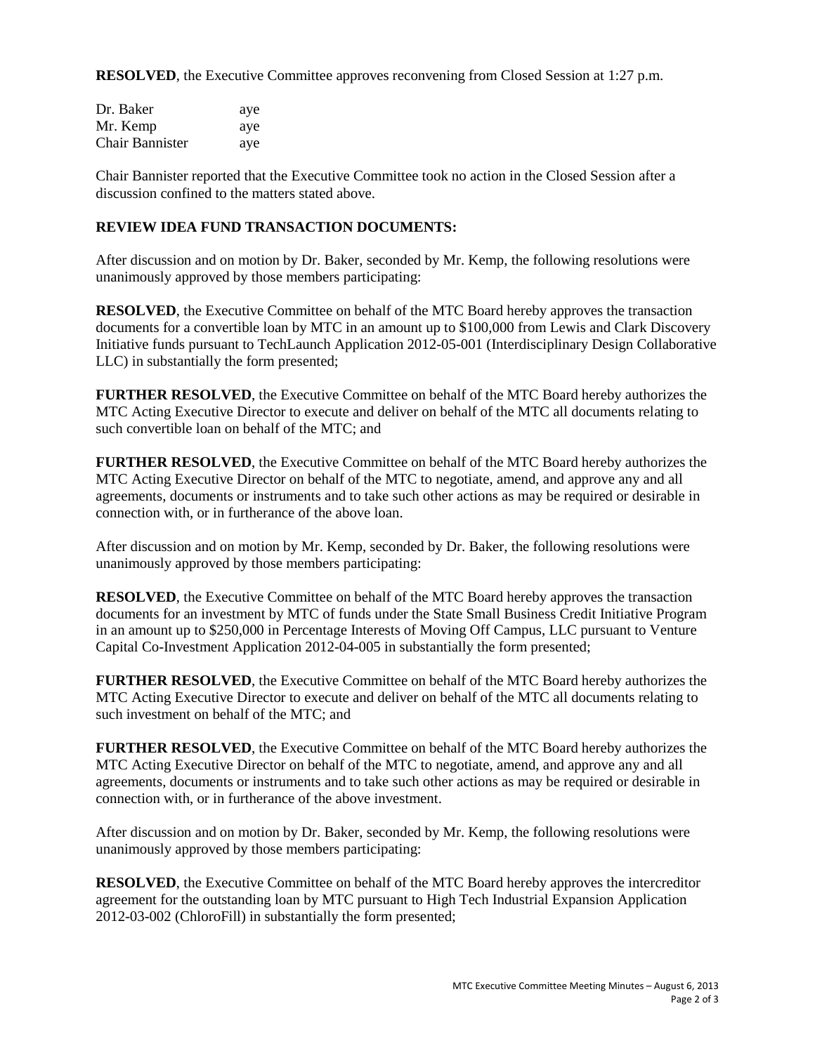**RESOLVED**, the Executive Committee approves reconvening from Closed Session at 1:27 p.m.

| | |
|---|---|
| Dr. Baker | aye |
| Mr. Kemp | aye |
| Chair Bannister | aye |

Chair Bannister reported that the Executive Committee took no action in the Closed Session after a discussion confined to the matters stated above.

**REVIEW IDEA FUND TRANSACTION DOCUMENTS:**

After discussion and on motion by Dr. Baker, seconded by Mr. Kemp, the following resolutions were unanimously approved by those members participating:

**RESOLVED**, the Executive Committee on behalf of the MTC Board hereby approves the transaction documents for a convertible loan by MTC in an amount up to $100,000 from Lewis and Clark Discovery Initiative funds pursuant to TechLaunch Application 2012-05-001 (Interdisciplinary Design Collaborative LLC) in substantially the form presented;

**FURTHER RESOLVED**, the Executive Committee on behalf of the MTC Board hereby authorizes the MTC Acting Executive Director to execute and deliver on behalf of the MTC all documents relating to such convertible loan on behalf of the MTC; and

**FURTHER RESOLVED**, the Executive Committee on behalf of the MTC Board hereby authorizes the MTC Acting Executive Director on behalf of the MTC to negotiate, amend, and approve any and all agreements, documents or instruments and to take such other actions as may be required or desirable in connection with, or in furtherance of the above loan.

After discussion and on motion by Mr. Kemp, seconded by Dr. Baker, the following resolutions were unanimously approved by those members participating:

**RESOLVED**, the Executive Committee on behalf of the MTC Board hereby approves the transaction documents for an investment by MTC of funds under the State Small Business Credit Initiative Program in an amount up to $250,000 in Percentage Interests of Moving Off Campus, LLC pursuant to Venture Capital Co-Investment Application 2012-04-005 in substantially the form presented;

**FURTHER RESOLVED**, the Executive Committee on behalf of the MTC Board hereby authorizes the MTC Acting Executive Director to execute and deliver on behalf of the MTC all documents relating to such investment on behalf of the MTC; and

**FURTHER RESOLVED**, the Executive Committee on behalf of the MTC Board hereby authorizes the MTC Acting Executive Director on behalf of the MTC to negotiate, amend, and approve any and all agreements, documents or instruments and to take such other actions as may be required or desirable in connection with, or in furtherance of the above investment.

After discussion and on motion by Dr. Baker, seconded by Mr. Kemp, the following resolutions were unanimously approved by those members participating:

**RESOLVED**, the Executive Committee on behalf of the MTC Board hereby approves the intercreditor agreement for the outstanding loan by MTC pursuant to High Tech Industrial Expansion Application 2012-03-002 (ChloroFill) in substantially the form presented;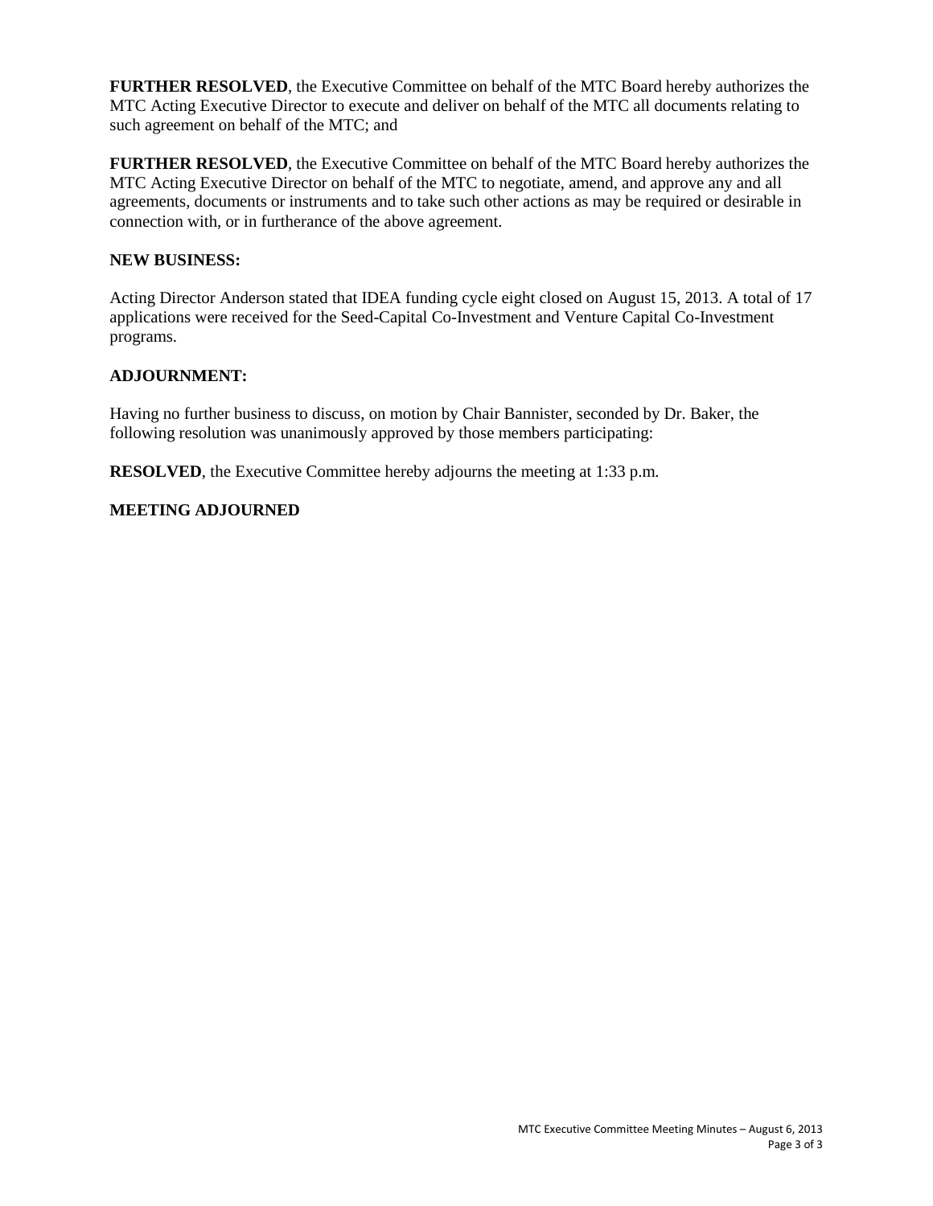**FURTHER RESOLVED**, the Executive Committee on behalf of the MTC Board hereby authorizes the MTC Acting Executive Director to execute and deliver on behalf of the MTC all documents relating to such agreement on behalf of the MTC; and

**FURTHER RESOLVED**, the Executive Committee on behalf of the MTC Board hereby authorizes the MTC Acting Executive Director on behalf of the MTC to negotiate, amend, and approve any and all agreements, documents or instruments and to take such other actions as may be required or desirable in connection with, or in furtherance of the above agreement.

**NEW BUSINESS:**

Acting Director Anderson stated that IDEA funding cycle eight closed on August 15, 2013. A total of 17 applications were received for the Seed-Capital Co-Investment and Venture Capital Co-Investment programs.

**ADJOURNMENT:**

Having no further business to discuss, on motion by Chair Bannister, seconded by Dr. Baker, the following resolution was unanimously approved by those members participating:

**RESOLVED**, the Executive Committee hereby adjourns the meeting at 1:33 p.m.

**MEETING ADJOURNED**